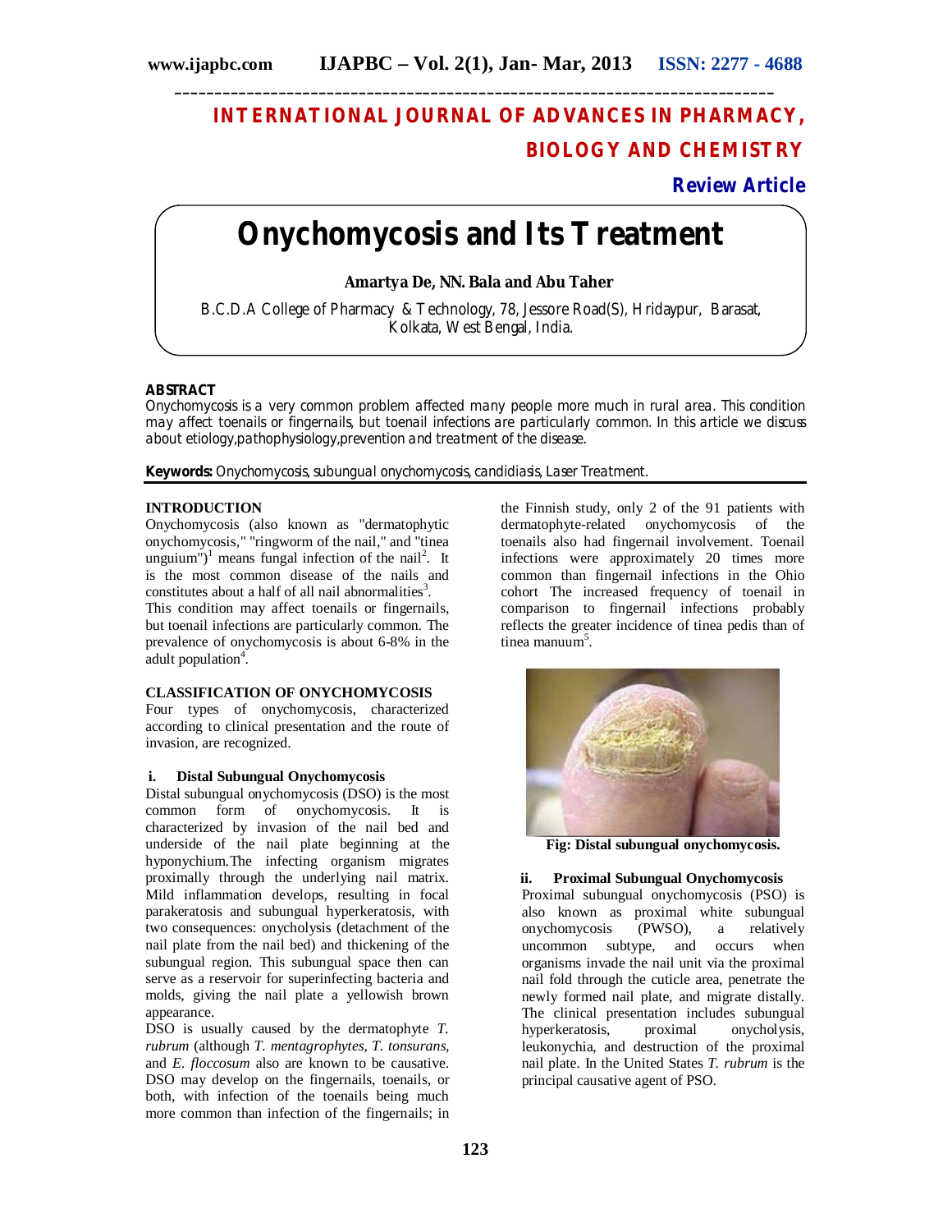# INTERNATIONAL JOURNAL OF ADVANCES IN PHARMACY, BIOLOGY AND CHEMISTRY

**Review Article**

# Onychomycosis and Its Treatment

**Amartya De, NN. Bala and Abu Taher**

B.C.D.A College of Pharmacy & Technology, 78, Jessore Road(S), Hridaypur, Barasat, Kolkata, West Bengal, India.

## ABSTRACT

Onychomycosis is a very common problem affected many people more much in rural area. This condition may affect toenails or fingernails, but toenail infections are particularly common. In this article we discuss about etiology,pathophysiology,prevention and treatment of the disease.

**Keywords:** Onychomycosis, subungual onychomycosis, candidiasis, Laser Treatment.

## INTRODUCTION

Onychomycosis (also known as "dermatophytic onychomycosis," "ringworm of the nail," and "tinea unguium")[1] means fungal infection of the nail[2]. It is the most common disease of the nails and constitutes about a half of all nail abnormalities[3].

This condition may affect toenails or fingernails, but toenail infections are particularly common. The prevalence of onychomycosis is about 6-8% in the adult population[4].

## CLASSIFICATION OF ONYCHOMYCOSIS

Four types of onychomycosis, characterized according to clinical presentation and the route of invasion, are recognized.

### i. Distal Subungual Onychomycosis

Distal subungual onychomycosis (DSO) is the most common form of onychomycosis. It is characterized by invasion of the nail bed and underside of the nail plate beginning at the hyponychium.The infecting organism migrates proximally through the underlying nail matrix. Mild inflammation develops, resulting in focal parakeratosis and subungual hyperkeratosis, with two consequences: onycholysis (detachment of the nail plate from the nail bed) and thickening of the subungual region. This subungual space then can serve as a reservoir for superinfecting bacteria and molds, giving the nail plate a yellowish brown appearance.

DSO is usually caused by the dermatophyte *T. rubrum* (although *T. mentagrophytes*, *T. tonsurans*, and *E. floccosum* also are known to be causative. DSO may develop on the fingernails, toenails, or both, with infection of the toenails being much more common than infection of the fingernails; in the Finnish study, only 2 of the 91 patients with dermatophyte-related onychomycosis of the toenails also had fingernail involvement. Toenail infections were approximately 20 times more common than fingernail infections in the Ohio cohort The increased frequency of toenail in comparison to fingernail infections probably reflects the greater incidence of tinea pedis than of tinea manuum[5].

**Fig: Distal subungual onychomycosis.**

### ii. Proximal Subungual Onychomycosis

Proximal subungual onychomycosis (PSO) is also known as proximal white subungual onychomycosis (PWSO), a relatively uncommon subtype, and occurs when organisms invade the nail unit via the proximal nail fold through the cuticle area, penetrate the newly formed nail plate, and migrate distally. The clinical presentation includes subungual hyperkeratosis, proximal onycholysis, leukonychia, and destruction of the proximal nail plate. In the United States *T. rubrum* is the principal causative agent of PSO.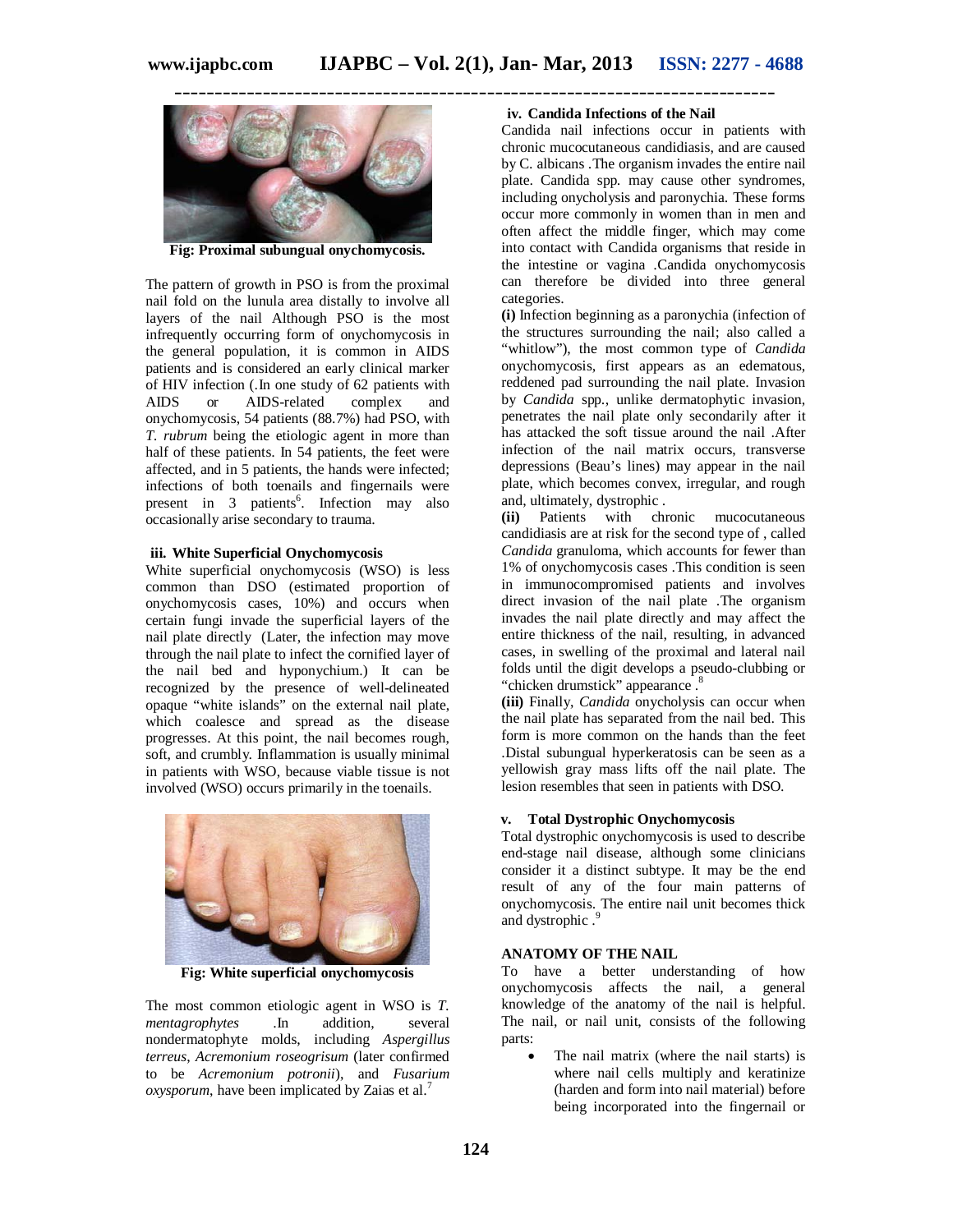Fig: Proximal subungual onychomycosis.

The pattern of growth in PSO is from the proximal nail fold on the lunula area distally to involve all layers of the nail Although PSO is the most infrequently occurring form of onychomycosis in the general population, it is common in AIDS patients and is considered an early clinical marker of HIV infection (.In one study of 62 patients with AIDS or AIDS-related complex and onychomycosis, 54 patients (88.7%) had PSO, with *T. rubrum* being the etiologic agent in more than half of these patients. In 54 patients, the feet were affected, and in 5 patients, the hands were infected; infections of both toenails and fingernails were present in 3 patients[6]. Infection may also occasionally arise secondary to trauma.

### iii. White Superficial Onychomycosis

White superficial onychomycosis (WSO) is less common than DSO (estimated proportion of onychomycosis cases, 10%) and occurs when certain fungi invade the superficial layers of the nail plate directly (Later, the infection may move through the nail plate to infect the cornified layer of the nail bed and hyponychium.) It can be recognized by the presence of well-delineated opaque "white islands" on the external nail plate, which coalesce and spread as the disease progresses. At this point, the nail becomes rough, soft, and crumbly. Inflammation is usually minimal in patients with WSO, because viable tissue is not involved (WSO) occurs primarily in the toenails.

Fig: White superficial onychomycosis

The most common etiologic agent in WSO is *T. mentagrophytes* .In addition, several nondermatophyte molds, including *Aspergillus terreus*, *Acremonium roseogrisum* (later confirmed to be *Acremonium potronii*), and *Fusarium oxysporum*, have been implicated by Zaias et al.[7]

### iv. Candida Infections of the Nail

Candida nail infections occur in patients with chronic mucocutaneous candidiasis, and are caused by C. albicans .The organism invades the entire nail plate. Candida spp. may cause other syndromes, including onycholysis and paronychia. These forms occur more commonly in women than in men and often affect the middle finger, which may come into contact with Candida organisms that reside in the intestine or vagina .Candida onychomycosis can therefore be divided into three general categories.

**(i)** Infection beginning as a paronychia (infection of the structures surrounding the nail; also called a "whitlow"), the most common type of *Candida* onychomycosis, first appears as an edematous, reddened pad surrounding the nail plate. Invasion by *Candida* spp., unlike dermatophytic invasion, penetrates the nail plate only secondarily after it has attacked the soft tissue around the nail .After infection of the nail matrix occurs, transverse depressions (Beau's lines) may appear in the nail plate, which becomes convex, irregular, and rough and, ultimately, dystrophic .

**(ii)** Patients with chronic mucocutaneous candidiasis are at risk for the second type of , called *Candida* granuloma, which accounts for fewer than 1% of onychomycosis cases .This condition is seen in immunocompromised patients and involves direct invasion of the nail plate .The organism invades the nail plate directly and may affect the entire thickness of the nail, resulting, in advanced cases, in swelling of the proximal and lateral nail folds until the digit develops a pseudo-clubbing or "chicken drumstick" appearance .[8]

**(iii)** Finally, *Candida* onycholysis can occur when the nail plate has separated from the nail bed. This form is more common on the hands than the feet .Distal subungual hyperkeratosis can be seen as a yellowish gray mass lifts off the nail plate. The lesion resembles that seen in patients with DSO.

### v. Total Dystrophic Onychomycosis

Total dystrophic onychomycosis is used to describe end-stage nail disease, although some clinicians consider it a distinct subtype. It may be the end result of any of the four main patterns of onychomycosis. The entire nail unit becomes thick and dystrophic .[9]

## ANATOMY OF THE NAIL

To have a better understanding of how onychomycosis affects the nail, a general knowledge of the anatomy of the nail is helpful. The nail, or nail unit, consists of the following parts:

- The nail matrix (where the nail starts) is where nail cells multiply and keratinize (harden and form into nail material) before being incorporated into the fingernail or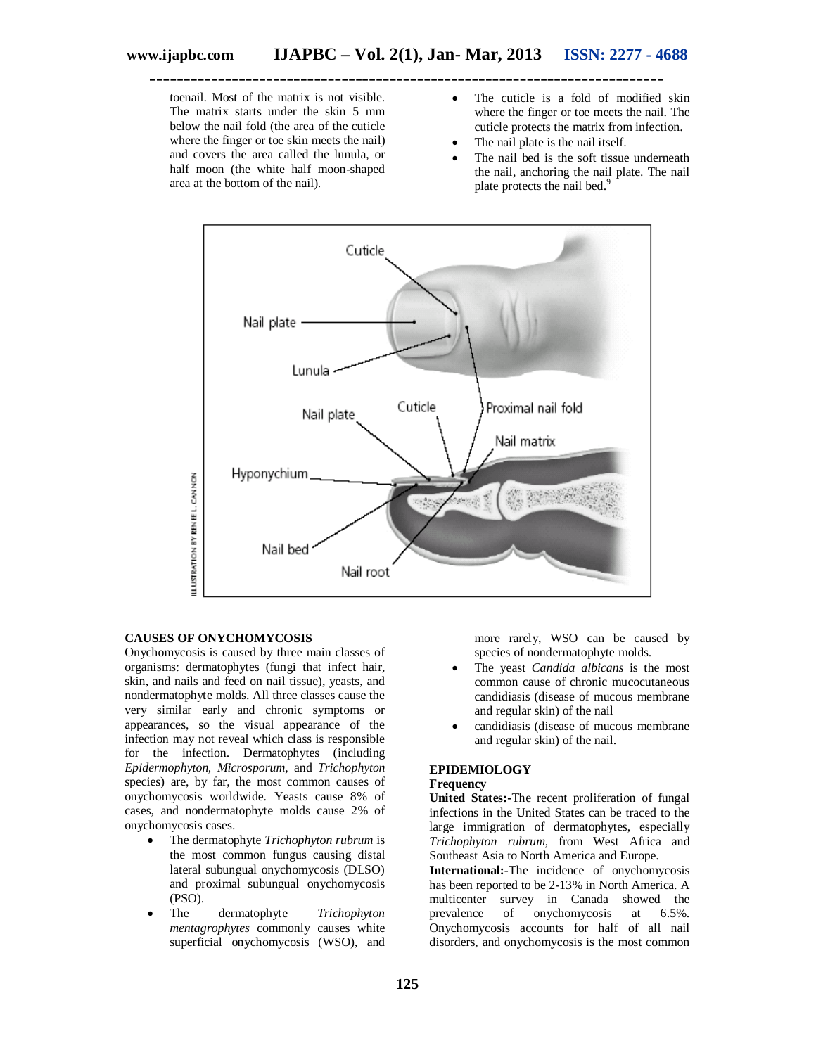toenail. Most of the matrix is not visible. The matrix starts under the skin 5 mm below the nail fold (the area of the cuticle where the finger or toe skin meets the nail) and covers the area called the lunula, or half moon (the white half moon-shaped area at the bottom of the nail).

- The cuticle is a fold of modified skin where the finger or toe meets the nail. The cuticle protects the matrix from infection.
- The nail plate is the nail itself.
- The nail bed is the soft tissue underneath the nail, anchoring the nail plate. The nail plate protects the nail bed.[9]

## CAUSES OF ONYCHOMYCOSIS

Onychomycosis is caused by three main classes of organisms: dermatophytes (fungi that infect hair, skin, and nails and feed on nail tissue), yeasts, and nondermatophyte molds. All three classes cause the very similar early and chronic symptoms or appearances, so the visual appearance of the infection may not reveal which class is responsible for the infection. Dermatophytes (including *Epidermophyton*, *Microsporum*, and *Trichophyton* species) are, by far, the most common causes of onychomycosis worldwide. Yeasts cause 8% of cases, and nondermatophyte molds cause 2% of onychomycosis cases.

- The dermatophyte *Trichophyton rubrum* is the most common fungus causing distal lateral subungual onychomycosis (DLSO) and proximal subungual onychomycosis (PSO).
- The dermatophyte *Trichophyton mentagrophytes* commonly causes white superficial onychomycosis (WSO), and more rarely, WSO can be caused by species of nondermatophyte molds.
- The yeast *Candida albicans* is the most common cause of chronic mucocutaneous candidiasis (disease of mucous membrane and regular skin) of the nail
- candidiasis (disease of mucous membrane and regular skin) of the nail.

## EPIDEMIOLOGY

### Frequency

**United States:-**The recent proliferation of fungal infections in the United States can be traced to the large immigration of dermatophytes, especially *Trichophyton rubrum*, from West Africa and Southeast Asia to North America and Europe.

**International:-**The incidence of onychomycosis has been reported to be 2-13% in North America. A multicenter survey in Canada showed the prevalence of onychomycosis at 6.5%. Onychomycosis accounts for half of all nail disorders, and onychomycosis is the most common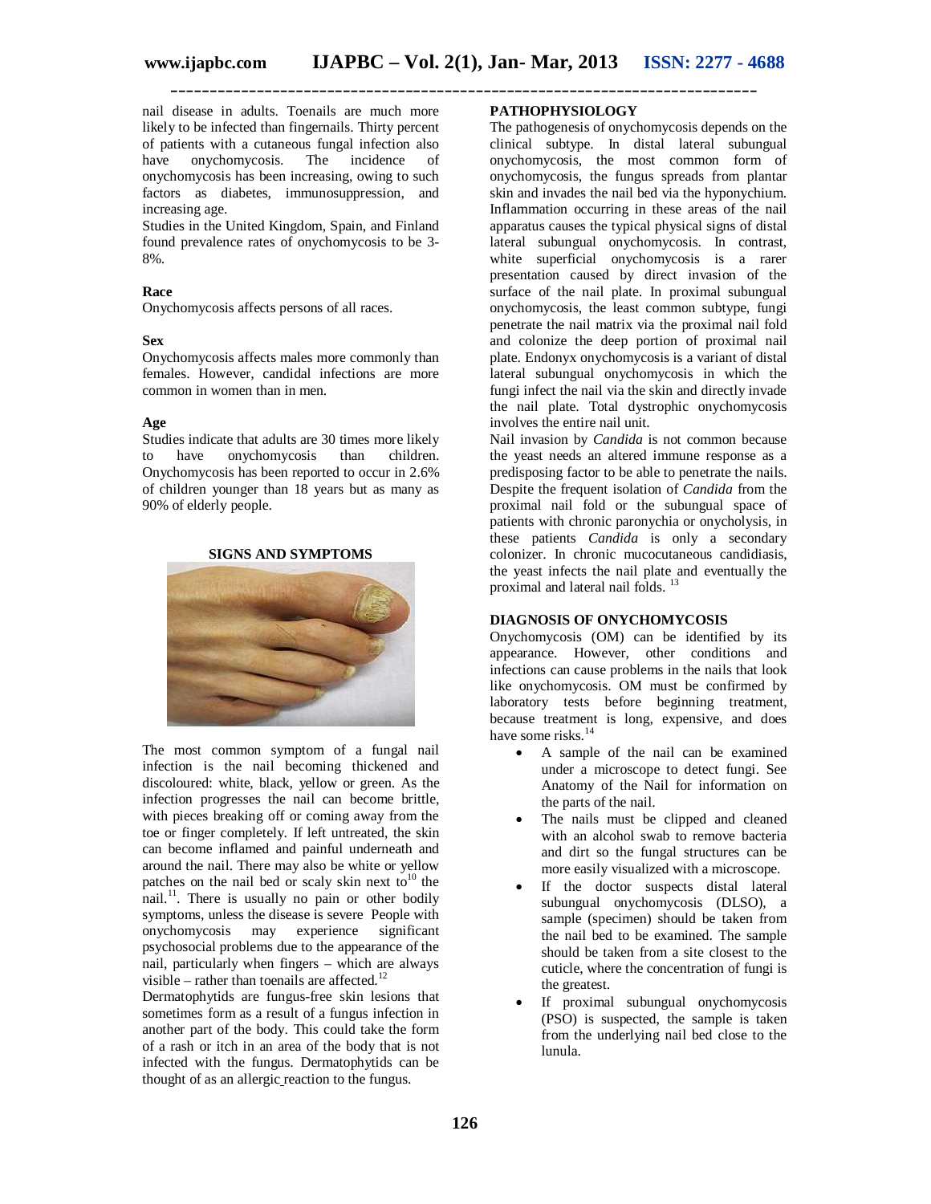nail disease in adults. Toenails are much more likely to be infected than fingernails. Thirty percent of patients with a cutaneous fungal infection also have onychomycosis. The incidence of onychomycosis has been increasing, owing to such factors as diabetes, immunosuppression, and increasing age.

Studies in the United Kingdom, Spain, and Finland found prevalence rates of onychomycosis to be 3-8%.

**Race**

Onychomycosis affects persons of all races.

**Sex**

Onychomycosis affects males more commonly than females. However, candidal infections are more common in women than in men.

**Age**

Studies indicate that adults are 30 times more likely to have onychomycosis than children. Onychomycosis has been reported to occur in 2.6% of children younger than 18 years but as many as 90% of elderly people.

## SIGNS AND SYMPTOMS

The most common symptom of a fungal nail infection is the nail becoming thickened and discoloured: white, black, yellow or green. As the infection progresses the nail can become brittle, with pieces breaking off or coming away from the toe or finger completely. If left untreated, the skin can become inflamed and painful underneath and around the nail. There may also be white or yellow patches on the nail bed or scaly skin next to[10] the nail.[11]. There is usually no pain or other bodily symptoms, unless the disease is severe People with onychomycosis may experience significant psychosocial problems due to the appearance of the nail, particularly when fingers – which are always visible – rather than toenails are affected.[12]

Dermatophytids are fungus-free skin lesions that sometimes form as a result of a fungus infection in another part of the body. This could take the form of a rash or itch in an area of the body that is not infected with the fungus. Dermatophytids can be thought of as an allergic reaction to the fungus.

## PATHOPHYSIOLOGY

The pathogenesis of onychomycosis depends on the clinical subtype. In distal lateral subungual onychomycosis, the most common form of onychomycosis, the fungus spreads from plantar skin and invades the nail bed via the hyponychium. Inflammation occurring in these areas of the nail apparatus causes the typical physical signs of distal lateral subungual onychomycosis. In contrast, white superficial onychomycosis is a rarer presentation caused by direct invasion of the surface of the nail plate. In proximal subungual onychomycosis, the least common subtype, fungi penetrate the nail matrix via the proximal nail fold and colonize the deep portion of proximal nail plate. Endonyx onychomycosis is a variant of distal lateral subungual onychomycosis in which the fungi infect the nail via the skin and directly invade the nail plate. Total dystrophic onychomycosis involves the entire nail unit.

Nail invasion by *Candida* is not common because the yeast needs an altered immune response as a predisposing factor to be able to penetrate the nails. Despite the frequent isolation of *Candida* from the proximal nail fold or the subungual space of patients with chronic paronychia or onycholysis, in these patients *Candida* is only a secondary colonizer. In chronic mucocutaneous candidiasis, the yeast infects the nail plate and eventually the proximal and lateral nail folds. [13]

## DIAGNOSIS OF ONYCHOMYCOSIS

Onychomycosis (OM) can be identified by its appearance. However, other conditions and infections can cause problems in the nails that look like onychomycosis. OM must be confirmed by laboratory tests before beginning treatment, because treatment is long, expensive, and does have some risks.[14]

- A sample of the nail can be examined under a microscope to detect fungi. See Anatomy of the Nail for information on the parts of the nail.
- The nails must be clipped and cleaned with an alcohol swab to remove bacteria and dirt so the fungal structures can be more easily visualized with a microscope.
- If the doctor suspects distal lateral subungual onychomycosis (DLSO), a sample (specimen) should be taken from the nail bed to be examined. The sample should be taken from a site closest to the cuticle, where the concentration of fungi is the greatest.
- If proximal subungual onychomycosis (PSO) is suspected, the sample is taken from the underlying nail bed close to the lunula.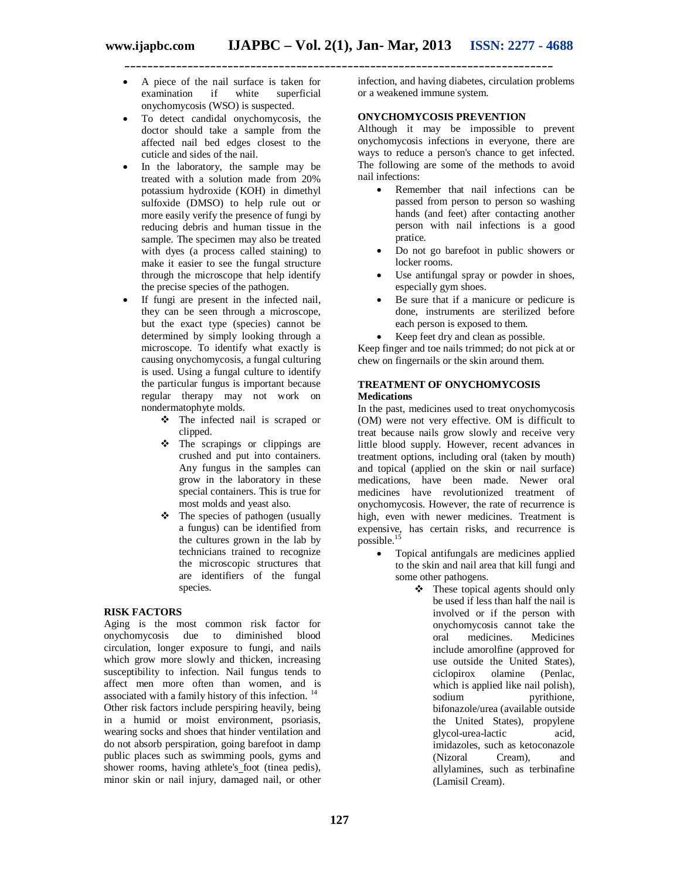- A piece of the nail surface is taken for examination if white superficial onychomycosis (WSO) is suspected.
- To detect candidal onychomycosis, the doctor should take a sample from the affected nail bed edges closest to the cuticle and sides of the nail.
- In the laboratory, the sample may be treated with a solution made from 20% potassium hydroxide (KOH) in dimethyl sulfoxide (DMSO) to help rule out or more easily verify the presence of fungi by reducing debris and human tissue in the sample. The specimen may also be treated with dyes (a process called staining) to make it easier to see the fungal structure through the microscope that help identify the precise species of the pathogen.
- If fungi are present in the infected nail, they can be seen through a microscope, but the exact type (species) cannot be determined by simply looking through a microscope. To identify what exactly is causing onychomycosis, a fungal culturing is used. Using a fungal culture to identify the particular fungus is important because regular therapy may not work on nondermatophyte molds.
  - ❖ The infected nail is scraped or clipped.
  - ❖ The scrapings or clippings are crushed and put into containers. Any fungus in the samples can grow in the laboratory in these special containers. This is true for most molds and yeast also.
  - ❖ The species of pathogen (usually a fungus) can be identified from the cultures grown in the lab by technicians trained to recognize the microscopic structures that are identifiers of the fungal species.

**RISK FACTORS**

Aging is the most common risk factor for onychomycosis due to diminished blood circulation, longer exposure to fungi, and nails which grow more slowly and thicken, increasing susceptibility to infection. Nail fungus tends to affect men more often than women, and is associated with a family history of this infection. [14]
Other risk factors include perspiring heavily, being in a humid or moist environment, psoriasis, wearing socks and shoes that hinder ventilation and do not absorb perspiration, going barefoot in damp public places such as swimming pools, gyms and shower rooms, having athlete's_foot (tinea pedis), minor skin or nail injury, damaged nail, or other infection, and having diabetes, circulation problems or a weakened immune system.

**ONYCHOMYCOSIS PREVENTION**

Although it may be impossible to prevent onychomycosis infections in everyone, there are ways to reduce a person's chance to get infected. The following are some of the methods to avoid nail infections:

- Remember that nail infections can be passed from person to person so washing hands (and feet) after contacting another person with nail infections is a good pratice.
- Do not go barefoot in public showers or locker rooms.
- Use antifungal spray or powder in shoes, especially gym shoes.
- Be sure that if a manicure or pedicure is done, instruments are sterilized before each person is exposed to them.
- Keep feet dry and clean as possible.

Keep finger and toe nails trimmed; do not pick at or chew on fingernails or the skin around them.

**TREATMENT OF ONYCHOMYCOSIS**

**Medications**

In the past, medicines used to treat onychomycosis (OM) were not very effective. OM is difficult to treat because nails grow slowly and receive very little blood supply. However, recent advances in treatment options, including oral (taken by mouth) and topical (applied on the skin or nail surface) medications, have been made. Newer oral medicines have revolutionized treatment of onychomycosis. However, the rate of recurrence is high, even with newer medicines. Treatment is expensive, has certain risks, and recurrence is possible.[15]

- Topical antifungals are medicines applied to the skin and nail area that kill fungi and some other pathogens.
  - ❖ These topical agents should only be used if less than half the nail is involved or if the person with onychomycosis cannot take the oral medicines. Medicines include amorolfine (approved for use outside the United States), ciclopirox olamine (Penlac, which is applied like nail polish), sodium pyrithione, bifonazole/urea (available outside the United States), propylene glycol-urea-lactic acid, imidazoles, such as ketoconazole (Nizoral Cream), and allylamines, such as terbinafine (Lamisil Cream).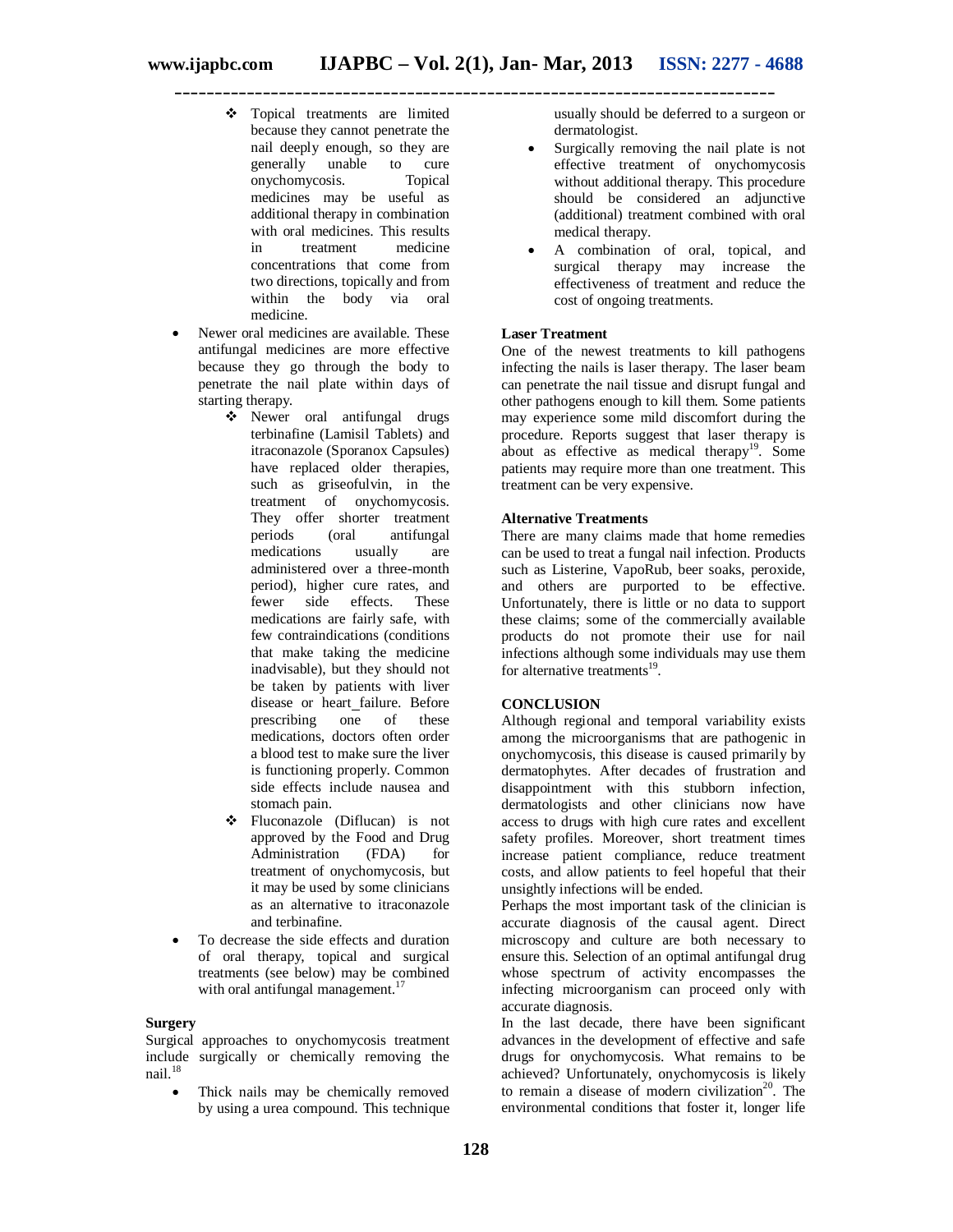- Topical treatments are limited because they cannot penetrate the nail deeply enough, so they are generally unable to cure onychomycosis. Topical medicines may be useful as additional therapy in combination with oral medicines. This results in treatment medicine concentrations that come from two directions, topically and from within the body via oral medicine.

- Newer oral medicines are available. These antifungal medicines are more effective because they go through the body to penetrate the nail plate within days of starting therapy.
    - Newer oral antifungal drugs terbinafine (Lamisil Tablets) and itraconazole (Sporanox Capsules) have replaced older therapies, such as griseofulvin, in the treatment of onychomycosis. They offer shorter treatment periods (oral antifungal medications usually are administered over a three-month period), higher cure rates, and fewer side effects. These medications are fairly safe, with few contraindications (conditions that make taking the medicine inadvisable), but they should not be taken by patients with liver disease or heart_failure. Before prescribing one of these medications, doctors often order a blood test to make sure the liver is functioning properly. Common side effects include nausea and stomach pain.
    - Fluconazole (Diflucan) is not approved by the Food and Drug Administration (FDA) for treatment of onychomycosis, but it may be used by some clinicians as an alternative to itraconazole and terbinafine.
- To decrease the side effects and duration of oral therapy, topical and surgical treatments (see below) may be combined with oral antifungal management.[17]

**Surgery**

Surgical approaches to onychomycosis treatment include surgically or chemically removing the nail.[18]

- Thick nails may be chemically removed by using a urea compound. This technique usually should be deferred to a surgeon or dermatologist.
- Surgically removing the nail plate is not effective treatment of onychomycosis without additional therapy. This procedure should be considered an adjunctive (additional) treatment combined with oral medical therapy.
- A combination of oral, topical, and surgical therapy may increase the effectiveness of treatment and reduce the cost of ongoing treatments.

**Laser Treatment**

One of the newest treatments to kill pathogens infecting the nails is laser therapy. The laser beam can penetrate the nail tissue and disrupt fungal and other pathogens enough to kill them. Some patients may experience some mild discomfort during the procedure. Reports suggest that laser therapy is about as effective as medical therapy[19]. Some patients may require more than one treatment. This treatment can be very expensive.

**Alternative Treatments**

There are many claims made that home remedies can be used to treat a fungal nail infection. Products such as Listerine, VapoRub, beer soaks, peroxide, and others are purported to be effective. Unfortunately, there is little or no data to support these claims; some of the commercially available products do not promote their use for nail infections although some individuals may use them for alternative treatments[19].

## CONCLUSION

Although regional and temporal variability exists among the microorganisms that are pathogenic in onychomycosis, this disease is caused primarily by dermatophytes. After decades of frustration and disappointment with this stubborn infection, dermatologists and other clinicians now have access to drugs with high cure rates and excellent safety profiles. Moreover, short treatment times increase patient compliance, reduce treatment costs, and allow patients to feel hopeful that their unsightly infections will be ended.

Perhaps the most important task of the clinician is accurate diagnosis of the causal agent. Direct microscopy and culture are both necessary to ensure this. Selection of an optimal antifungal drug whose spectrum of activity encompasses the infecting microorganism can proceed only with accurate diagnosis.

In the last decade, there have been significant advances in the development of effective and safe drugs for onychomycosis. What remains to be achieved? Unfortunately, onychomycosis is likely to remain a disease of modern civilization[20]. The environmental conditions that foster it, longer life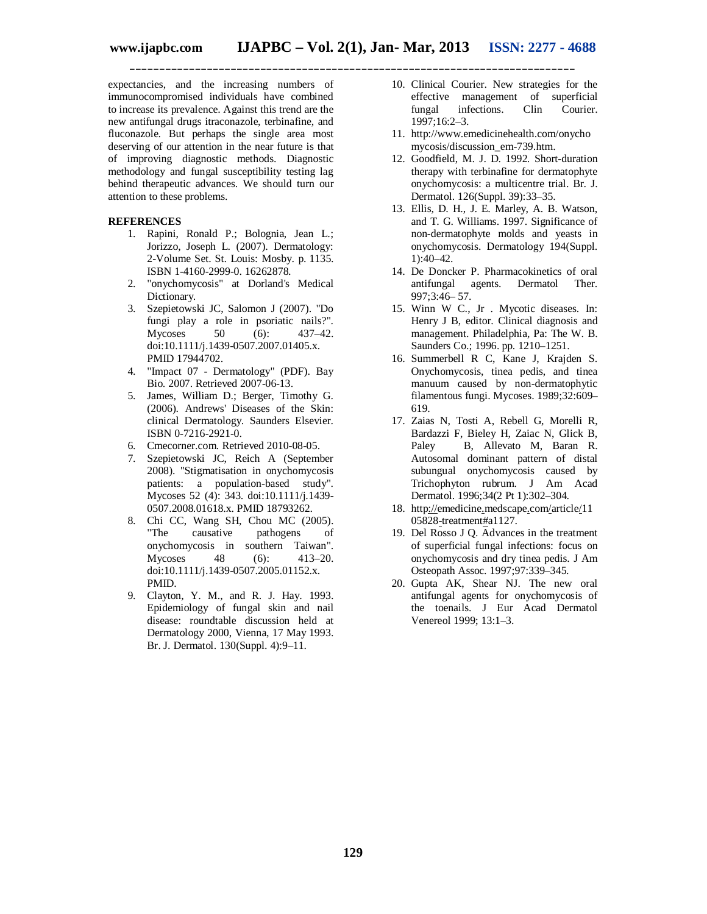expectancies, and the increasing numbers of immunocompromised individuals have combined to increase its prevalence. Against this trend are the new antifungal drugs itraconazole, terbinafine, and fluconazole. But perhaps the single area most deserving of our attention in the near future is that of improving diagnostic methods. Diagnostic methodology and fungal susceptibility testing lag behind therapeutic advances. We should turn our attention to these problems.

**REFERENCES**

1. Rapini, Ronald P.; Bolognia, Jean L.; Jorizzo, Joseph L. (2007). Dermatology: 2-Volume Set. St. Louis: Mosby. p. 1135. ISBN 1-4160-2999-0. 16262878.
2. "onychomycosis" at Dorland's Medical Dictionary.
3. Szepietowski JC, Salomon J (2007). "Do fungi play a role in psoriatic nails?". Mycoses 50 (6): 437–42. doi:10.1111/j.1439-0507.2007.01405.x. PMID 17944702.
4. "Impact 07 - Dermatology" (PDF). Bay Bio. 2007. Retrieved 2007-06-13.
5. James, William D.; Berger, Timothy G. (2006). Andrews' Diseases of the Skin: clinical Dermatology. Saunders Elsevier. ISBN 0-7216-2921-0.
6. Cmecorner.com. Retrieved 2010-08-05.
7. Szepietowski JC, Reich A (September 2008). "Stigmatisation in onychomycosis patients: a population-based study". Mycoses 52 (4): 343. doi:10.1111/j.1439-0507.2008.01618.x. PMID 18793262.
8. Chi CC, Wang SH, Chou MC (2005). "The causative pathogens of onychomycosis in southern Taiwan". Mycoses 48 (6): 413–20. doi:10.1111/j.1439-0507.2005.01152.x. PMID.
9. Clayton, Y. M., and R. J. Hay. 1993. Epidemiology of fungal skin and nail disease: roundtable discussion held at Dermatology 2000, Vienna, 17 May 1993. Br. J. Dermatol. 130(Suppl. 4):9–11.
10. Clinical Courier. New strategies for the effective management of superficial fungal infections. Clin Courier. 1997;16:2–3.
11. http://www.emedicinehealth.com/onychomycosis/discussion_em-739.htm.
12. Goodfield, M. J. D. 1992. Short-duration therapy with terbinafine for dermatophyte onychomycosis: a multicentre trial. Br. J. Dermatol. 126(Suppl. 39):33–35.
13. Ellis, D. H., J. E. Marley, A. B. Watson, and T. G. Williams. 1997. Significance of non-dermatophyte molds and yeasts in onychomycosis. Dermatology 194(Suppl. 1):40–42.
14. De Doncker P. Pharmacokinetics of oral antifungal agents. Dermatol Ther. 997;3:46– 57.
15. Winn W C., Jr . Mycotic diseases. In: Henry J B, editor. Clinical diagnosis and management. Philadelphia, Pa: The W. B. Saunders Co.; 1996. pp. 1210–1251.
16. Summerbell R C, Kane J, Krajden S. Onychomycosis, tinea pedis, and tinea manuum caused by non-dermatophytic filamentous fungi. Mycoses. 1989;32:609–619.
17. Zaias N, Tosti A, Rebell G, Morelli R, Bardazzi F, Bieley H, Zaiac N, Glick B, Paley B, Allevato M, Baran R. Autosomal dominant pattern of distal subungual onychomycosis caused by Trichophyton rubrum. J Am Acad Dermatol. 1996;34(2 Pt 1):302–304.
18. http://emedicine.medscape.com/article/1105828-treatment#a1127.
19. Del Rosso J Q. Advances in the treatment of superficial fungal infections: focus on onychomycosis and dry tinea pedis. J Am Osteopath Assoc. 1997;97:339–345.
20. Gupta AK, Shear NJ. The new oral antifungal agents for onychomycosis of the toenails. J Eur Acad Dermatol Venereol 1999; 13:1–3.